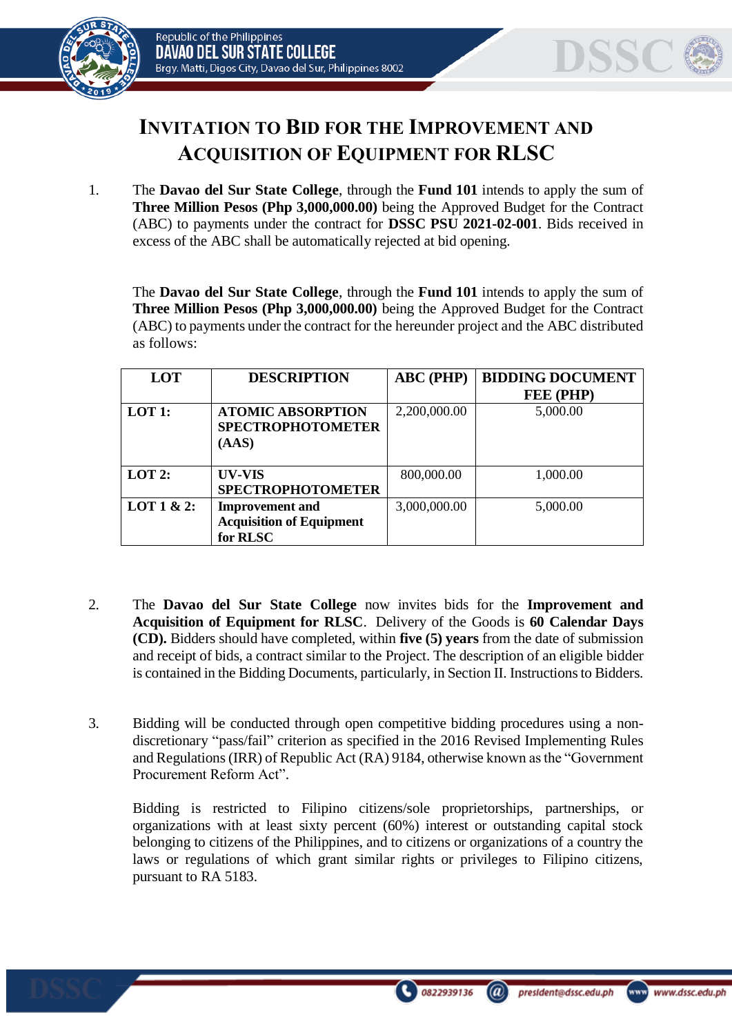# INVITATION TO BID FOR THE IMPROVEMENT AND ACQUISITION OF EQUIPMENT FOR RLSC

1. The **Davao del Sur State College**, through the **Fund 101** intends to apply the sum of **Three Million Pesos (Php 3,000,000.00)** being the Approved Budget for the Contract (ABC) to payments under the contract for **DSSC PSU 2021-02-001**. Bids received in excess of the ABC shall be automatically rejected at bid opening.

   The **Davao del Sur State College**, through the **Fund 101** intends to apply the sum of **Three Million Pesos (Php 3,000,000.00)** being the Approved Budget for the Contract (ABC) to payments under the contract for the hereunder project and the ABC distributed as follows:

| LOT | DESCRIPTION | ABC (PHP) | BIDDING DOCUMENT FEE (PHP) |
|---|---|---|---|
| **LOT 1:** | **ATOMIC ABSORPTION SPECTROPHOTOMETER (AAS)** | 2,200,000.00 | 5,000.00 |
| **LOT 2:** | **UV-VIS SPECTROPHOTOMETER** | 800,000.00 | 1,000.00 |
| **LOT 1 & 2:** | **Improvement and Acquisition of Equipment for RLSC** | 3,000,000.00 | 5,000.00 |

2. The **Davao del Sur State College** now invites bids for the **Improvement and Acquisition of Equipment for RLSC**. Delivery of the Goods is **60 Calendar Days (CD).** Bidders should have completed, within **five (5) years** from the date of submission and receipt of bids, a contract similar to the Project. The description of an eligible bidder is contained in the Bidding Documents, particularly, in Section II. Instructions to Bidders.

3. Bidding will be conducted through open competitive bidding procedures using a non-discretionary "pass/fail" criterion as specified in the 2016 Revised Implementing Rules and Regulations (IRR) of Republic Act (RA) 9184, otherwise known as the "Government Procurement Reform Act".

   Bidding is restricted to Filipino citizens/sole proprietorships, partnerships, or organizations with at least sixty percent (60%) interest or outstanding capital stock belonging to citizens of the Philippines, and to citizens or organizations of a country the laws or regulations of which grant similar rights or privileges to Filipino citizens, pursuant to RA 5183.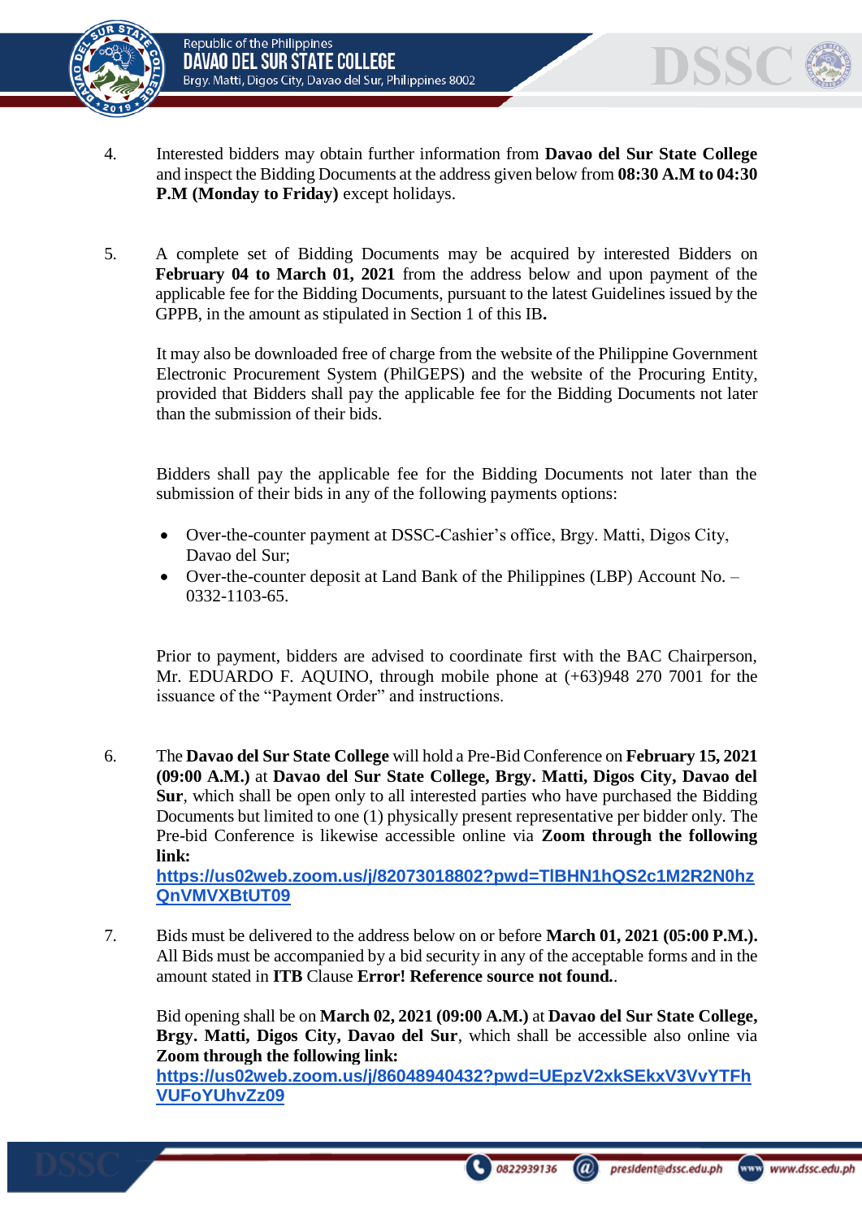4. Interested bidders may obtain further information from **Davao del Sur State College** and inspect the Bidding Documents at the address given below from **08:30 A.M to 04:30 P.M (Monday to Friday)** except holidays.

5. A complete set of Bidding Documents may be acquired by interested Bidders on **February 04 to March 01, 2021** from the address below and upon payment of the applicable fee for the Bidding Documents, pursuant to the latest Guidelines issued by the GPPB, in the amount as stipulated in Section 1 of this IB**.**

   It may also be downloaded free of charge from the website of the Philippine Government Electronic Procurement System (PhilGEPS) and the website of the Procuring Entity, provided that Bidders shall pay the applicable fee for the Bidding Documents not later than the submission of their bids.

   Bidders shall pay the applicable fee for the Bidding Documents not later than the submission of their bids in any of the following payments options:

   - Over-the-counter payment at DSSC-Cashier's office, Brgy. Matti, Digos City, Davao del Sur;
   - Over-the-counter deposit at Land Bank of the Philippines (LBP) Account No. – 0332-1103-65.

   Prior to payment, bidders are advised to coordinate first with the BAC Chairperson, Mr. EDUARDO F. AQUINO, through mobile phone at (+63)948 270 7001 for the issuance of the "Payment Order" and instructions.

6. The **Davao del Sur State College** will hold a Pre-Bid Conference on **February 15, 2021 (09:00 A.M.)** at **Davao del Sur State College, Brgy. Matti, Digos City, Davao del Sur**, which shall be open only to all interested parties who have purchased the Bidding Documents but limited to one (1) physically present representative per bidder only. The Pre-bid Conference is likewise accessible online via **Zoom through the following link:**
   **https://us02web.zoom.us/j/82073018802?pwd=TlBHN1hQS2c1M2R2N0hzQnVMVXBtUT09**

7. Bids must be delivered to the address below on or before **March 01, 2021 (05:00 P.M.).** All Bids must be accompanied by a bid security in any of the acceptable forms and in the amount stated in **ITB** Clause **Error! Reference source not found.**.

   Bid opening shall be on **March 02, 2021 (09:00 A.M.)** at **Davao del Sur State College, Brgy. Matti, Digos City, Davao del Sur**, which shall be accessible also online via **Zoom through the following link:**
   **https://us02web.zoom.us/j/86048940432?pwd=UEpzV2xkSEkxV3VvYTFhVUFoYUhvZz09**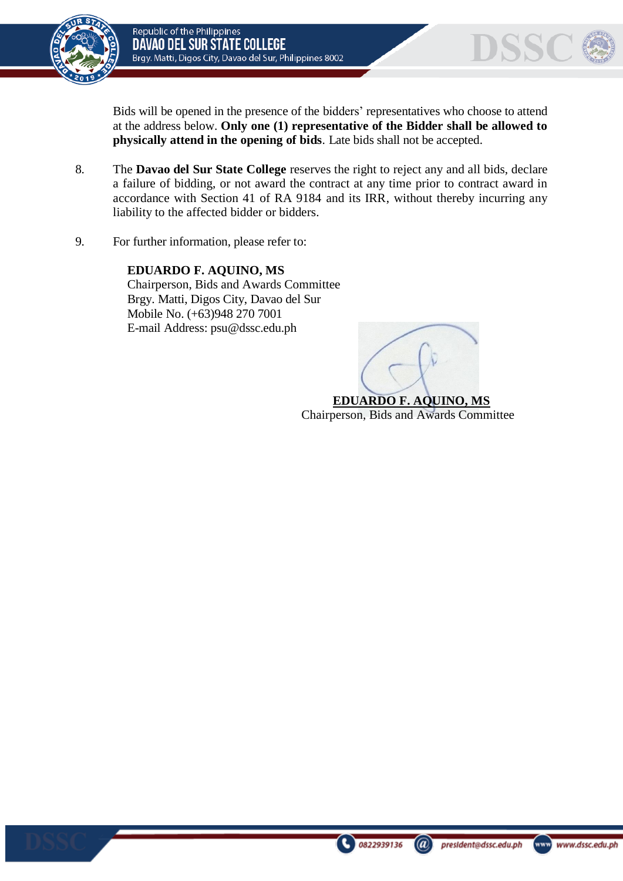Bids will be opened in the presence of the bidders' representatives who choose to attend at the address below. **Only one (1) representative of the Bidder shall be allowed to physically attend in the opening of bids**. Late bids shall not be accepted.

8. The **Davao del Sur State College** reserves the right to reject any and all bids, declare a failure of bidding, or not award the contract at any time prior to contract award in accordance with Section 41 of RA 9184 and its IRR, without thereby incurring any liability to the affected bidder or bidders.

9. For further information, please refer to:

   **EDUARDO F. AQUINO, MS**
   Chairperson, Bids and Awards Committee
   Brgy. Matti, Digos City, Davao del Sur
   Mobile No. (+63)948 270 7001
   E-mail Address: psu@dssc.edu.ph

**EDUARDO F. AQUINO, MS**
Chairperson, Bids and Awards Committee